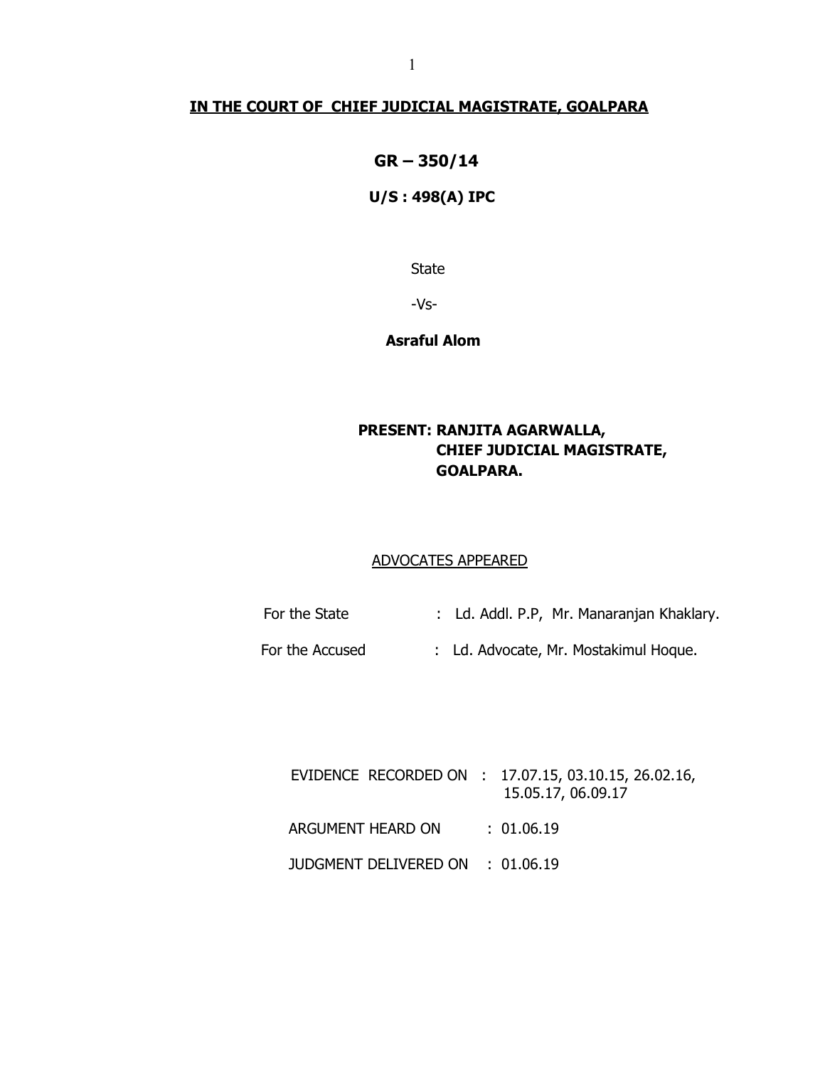# IN THE COURT OF CHIEF JUDICIAL MAGISTRATE, GOALPARA

## GR – 350/14

### U/S : 498(A) IPC

State

-Vs-

**Asraful Alom**

**PRESENT: RANJITA AGARWALLA,
CHIEF JUDICIAL MAGISTRATE,
GOALPARA.**

ADVOCATES APPEARED

| | | |
|---|---|---|
| For the State | : | Ld. Addl. P.P, Mr. Manaranjan Khaklary. |
| For the Accused | : | Ld. Advocate, Mr. Mostakimul Hoque. |

| | | |
|---|---|---|
| EVIDENCE RECORDED ON | : | 17.07.15, 03.10.15, 26.02.16, 15.05.17, 06.09.17 |
| ARGUMENT HEARD ON | : | 01.06.19 |
| JUDGMENT DELIVERED ON | : | 01.06.19 |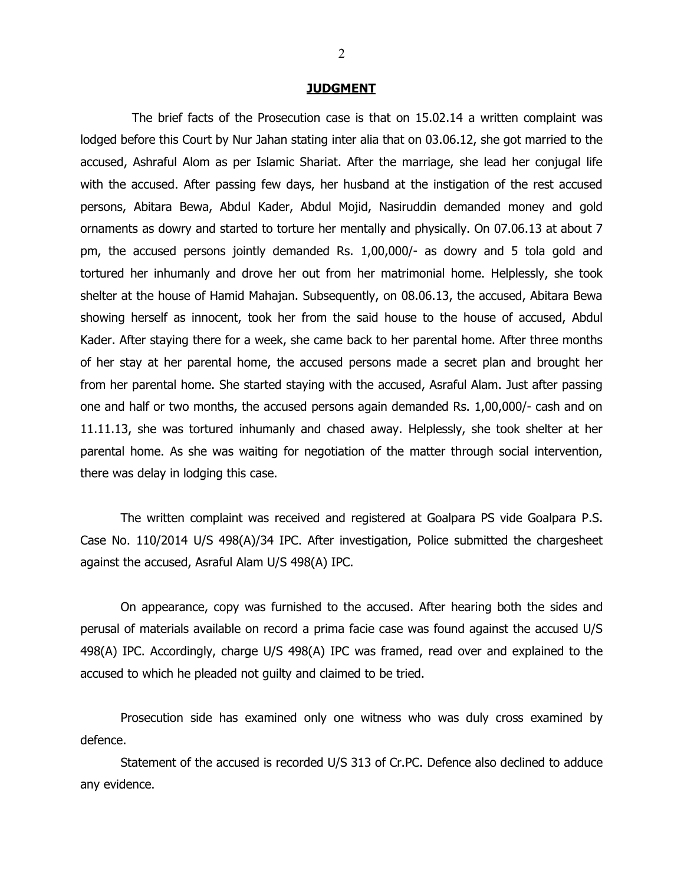## JUDGMENT

The brief facts of the Prosecution case is that on 15.02.14 a written complaint was lodged before this Court by Nur Jahan stating inter alia that on 03.06.12, she got married to the accused, Ashraful Alom as per Islamic Shariat. After the marriage, she lead her conjugal life with the accused. After passing few days, her husband at the instigation of the rest accused persons, Abitara Bewa, Abdul Kader, Abdul Mojid, Nasiruddin demanded money and gold ornaments as dowry and started to torture her mentally and physically. On 07.06.13 at about 7 pm, the accused persons jointly demanded Rs. 1,00,000/- as dowry and 5 tola gold and tortured her inhumanly and drove her out from her matrimonial home. Helplessly, she took shelter at the house of Hamid Mahajan. Subsequently, on 08.06.13, the accused, Abitara Bewa showing herself as innocent, took her from the said house to the house of accused, Abdul Kader. After staying there for a week, she came back to her parental home. After three months of her stay at her parental home, the accused persons made a secret plan and brought her from her parental home. She started staying with the accused, Asraful Alam. Just after passing one and half or two months, the accused persons again demanded Rs. 1,00,000/- cash and on 11.11.13, she was tortured inhumanly and chased away. Helplessly, she took shelter at her parental home. As she was waiting for negotiation of the matter through social intervention, there was delay in lodging this case.

The written complaint was received and registered at Goalpara PS vide Goalpara P.S. Case No. 110/2014 U/S 498(A)/34 IPC. After investigation, Police submitted the chargesheet against the accused, Asraful Alam U/S 498(A) IPC.

On appearance, copy was furnished to the accused. After hearing both the sides and perusal of materials available on record a prima facie case was found against the accused U/S 498(A) IPC. Accordingly, charge U/S 498(A) IPC was framed, read over and explained to the accused to which he pleaded not guilty and claimed to be tried.

Prosecution side has examined only one witness who was duly cross examined by defence.

Statement of the accused is recorded U/S 313 of Cr.PC. Defence also declined to adduce any evidence.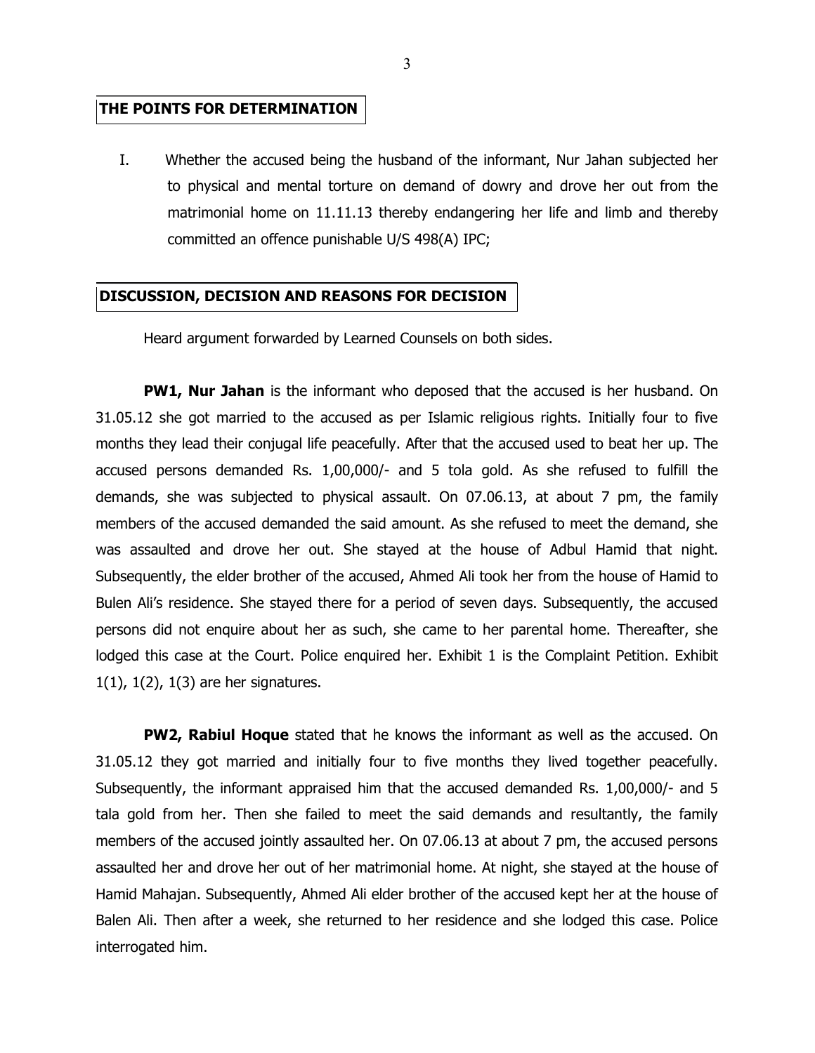## THE POINTS FOR DETERMINATION

I. Whether the accused being the husband of the informant, Nur Jahan subjected her to physical and mental torture on demand of dowry and drove her out from the matrimonial home on 11.11.13 thereby endangering her life and limb and thereby committed an offence punishable U/S 498(A) IPC;

## DISCUSSION, DECISION AND REASONS FOR DECISION

Heard argument forwarded by Learned Counsels on both sides.

**PW1, Nur Jahan** is the informant who deposed that the accused is her husband. On 31.05.12 she got married to the accused as per Islamic religious rights. Initially four to five months they lead their conjugal life peacefully. After that the accused used to beat her up. The accused persons demanded Rs. 1,00,000/- and 5 tola gold. As she refused to fulfill the demands, she was subjected to physical assault. On 07.06.13, at about 7 pm, the family members of the accused demanded the said amount. As she refused to meet the demand, she was assaulted and drove her out. She stayed at the house of Adbul Hamid that night. Subsequently, the elder brother of the accused, Ahmed Ali took her from the house of Hamid to Bulen Ali's residence. She stayed there for a period of seven days. Subsequently, the accused persons did not enquire about her as such, she came to her parental home. Thereafter, she lodged this case at the Court. Police enquired her. Exhibit 1 is the Complaint Petition. Exhibit 1(1), 1(2), 1(3) are her signatures.

**PW2, Rabiul Hoque** stated that he knows the informant as well as the accused. On 31.05.12 they got married and initially four to five months they lived together peacefully. Subsequently, the informant appraised him that the accused demanded Rs. 1,00,000/- and 5 tala gold from her. Then she failed to meet the said demands and resultantly, the family members of the accused jointly assaulted her. On 07.06.13 at about 7 pm, the accused persons assaulted her and drove her out of her matrimonial home. At night, she stayed at the house of Hamid Mahajan. Subsequently, Ahmed Ali elder brother of the accused kept her at the house of Balen Ali. Then after a week, she returned to her residence and she lodged this case. Police interrogated him.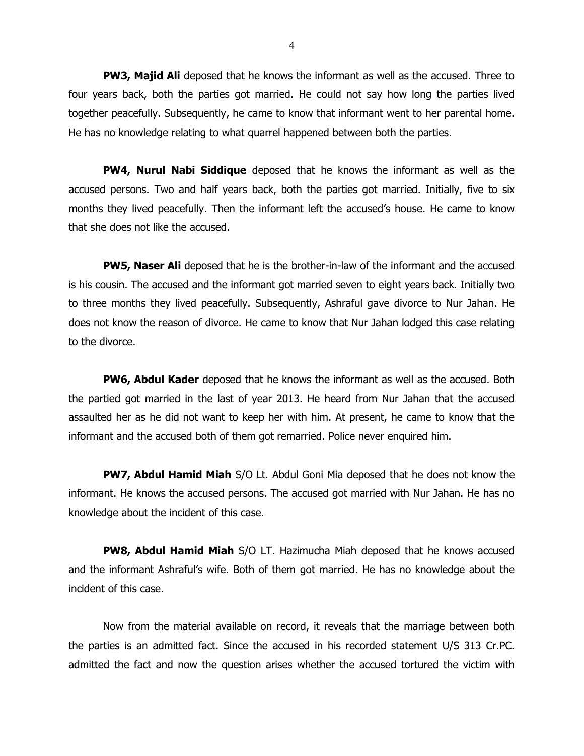**PW3, Majid Ali** deposed that he knows the informant as well as the accused. Three to four years back, both the parties got married. He could not say how long the parties lived together peacefully. Subsequently, he came to know that informant went to her parental home. He has no knowledge relating to what quarrel happened between both the parties.

**PW4, Nurul Nabi Siddique** deposed that he knows the informant as well as the accused persons. Two and half years back, both the parties got married. Initially, five to six months they lived peacefully. Then the informant left the accused's house. He came to know that she does not like the accused.

**PW5, Naser Ali** deposed that he is the brother-in-law of the informant and the accused is his cousin. The accused and the informant got married seven to eight years back. Initially two to three months they lived peacefully. Subsequently, Ashraful gave divorce to Nur Jahan. He does not know the reason of divorce. He came to know that Nur Jahan lodged this case relating to the divorce.

**PW6, Abdul Kader** deposed that he knows the informant as well as the accused. Both the partied got married in the last of year 2013. He heard from Nur Jahan that the accused assaulted her as he did not want to keep her with him. At present, he came to know that the informant and the accused both of them got remarried. Police never enquired him.

**PW7, Abdul Hamid Miah** S/O Lt. Abdul Goni Mia deposed that he does not know the informant. He knows the accused persons. The accused got married with Nur Jahan. He has no knowledge about the incident of this case.

**PW8, Abdul Hamid Miah** S/O LT. Hazimucha Miah deposed that he knows accused and the informant Ashraful's wife. Both of them got married. He has no knowledge about the incident of this case.

Now from the material available on record, it reveals that the marriage between both the parties is an admitted fact. Since the accused in his recorded statement U/S 313 Cr.PC. admitted the fact and now the question arises whether the accused tortured the victim with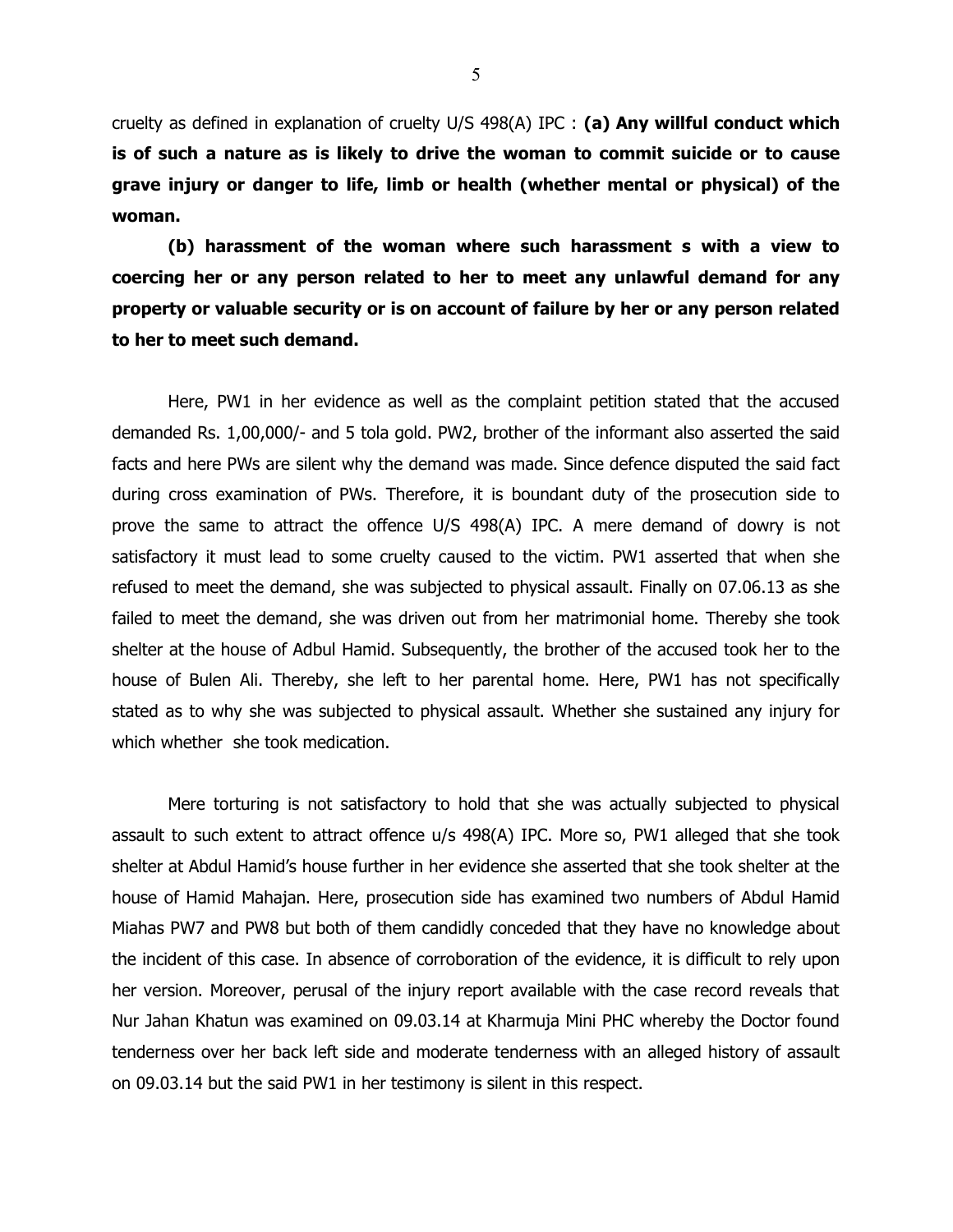cruelty as defined in explanation of cruelty U/S 498(A) IPC : **(a) Any willful conduct which is of such a nature as is likely to drive the woman to commit suicide or to cause grave injury or danger to life, limb or health (whether mental or physical) of the woman.**

**(b) harassment of the woman where such harassment s with a view to coercing her or any person related to her to meet any unlawful demand for any property or valuable security or is on account of failure by her or any person related to her to meet such demand.**

Here, PW1 in her evidence as well as the complaint petition stated that the accused demanded Rs. 1,00,000/- and 5 tola gold. PW2, brother of the informant also asserted the said facts and here PWs are silent why the demand was made. Since defence disputed the said fact during cross examination of PWs. Therefore, it is boundant duty of the prosecution side to prove the same to attract the offence U/S 498(A) IPC. A mere demand of dowry is not satisfactory it must lead to some cruelty caused to the victim. PW1 asserted that when she refused to meet the demand, she was subjected to physical assault. Finally on 07.06.13 as she failed to meet the demand, she was driven out from her matrimonial home. Thereby she took shelter at the house of Adbul Hamid. Subsequently, the brother of the accused took her to the house of Bulen Ali. Thereby, she left to her parental home. Here, PW1 has not specifically stated as to why she was subjected to physical assault. Whether she sustained any injury for which whether she took medication.

Mere torturing is not satisfactory to hold that she was actually subjected to physical assault to such extent to attract offence u/s 498(A) IPC. More so, PW1 alleged that she took shelter at Abdul Hamid's house further in her evidence she asserted that she took shelter at the house of Hamid Mahajan. Here, prosecution side has examined two numbers of Abdul Hamid Miahas PW7 and PW8 but both of them candidly conceded that they have no knowledge about the incident of this case. In absence of corroboration of the evidence, it is difficult to rely upon her version. Moreover, perusal of the injury report available with the case record reveals that Nur Jahan Khatun was examined on 09.03.14 at Kharmuja Mini PHC whereby the Doctor found tenderness over her back left side and moderate tenderness with an alleged history of assault on 09.03.14 but the said PW1 in her testimony is silent in this respect.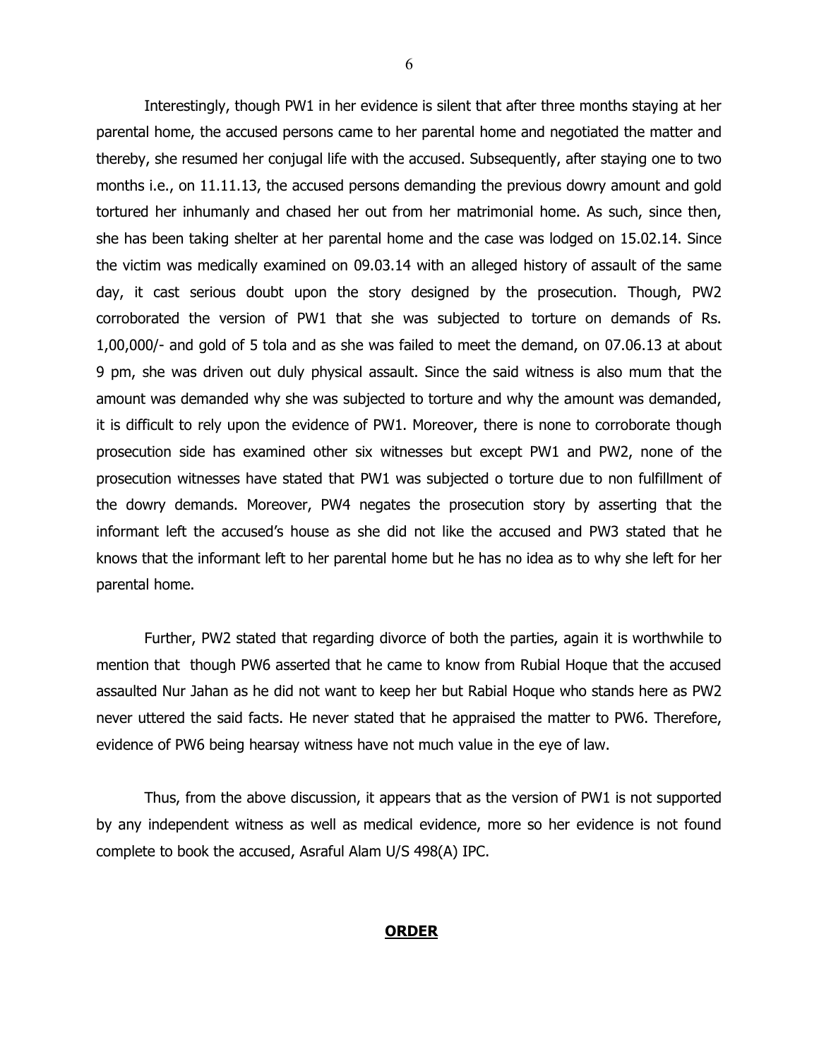Interestingly, though PW1 in her evidence is silent that after three months staying at her parental home, the accused persons came to her parental home and negotiated the matter and thereby, she resumed her conjugal life with the accused. Subsequently, after staying one to two months i.e., on 11.11.13, the accused persons demanding the previous dowry amount and gold tortured her inhumanly and chased her out from her matrimonial home. As such, since then, she has been taking shelter at her parental home and the case was lodged on 15.02.14. Since the victim was medically examined on 09.03.14 with an alleged history of assault of the same day, it cast serious doubt upon the story designed by the prosecution. Though, PW2 corroborated the version of PW1 that she was subjected to torture on demands of Rs. 1,00,000/- and gold of 5 tola and as she was failed to meet the demand, on 07.06.13 at about 9 pm, she was driven out duly physical assault. Since the said witness is also mum that the amount was demanded why she was subjected to torture and why the amount was demanded, it is difficult to rely upon the evidence of PW1. Moreover, there is none to corroborate though prosecution side has examined other six witnesses but except PW1 and PW2, none of the prosecution witnesses have stated that PW1 was subjected o torture due to non fulfillment of the dowry demands. Moreover, PW4 negates the prosecution story by asserting that the informant left the accused's house as she did not like the accused and PW3 stated that he knows that the informant left to her parental home but he has no idea as to why she left for her parental home.

Further, PW2 stated that regarding divorce of both the parties, again it is worthwhile to mention that though PW6 asserted that he came to know from Rubial Hoque that the accused assaulted Nur Jahan as he did not want to keep her but Rabial Hoque who stands here as PW2 never uttered the said facts. He never stated that he appraised the matter to PW6. Therefore, evidence of PW6 being hearsay witness have not much value in the eye of law.

Thus, from the above discussion, it appears that as the version of PW1 is not supported by any independent witness as well as medical evidence, more so her evidence is not found complete to book the accused, Asraful Alam U/S 498(A) IPC.

**ORDER**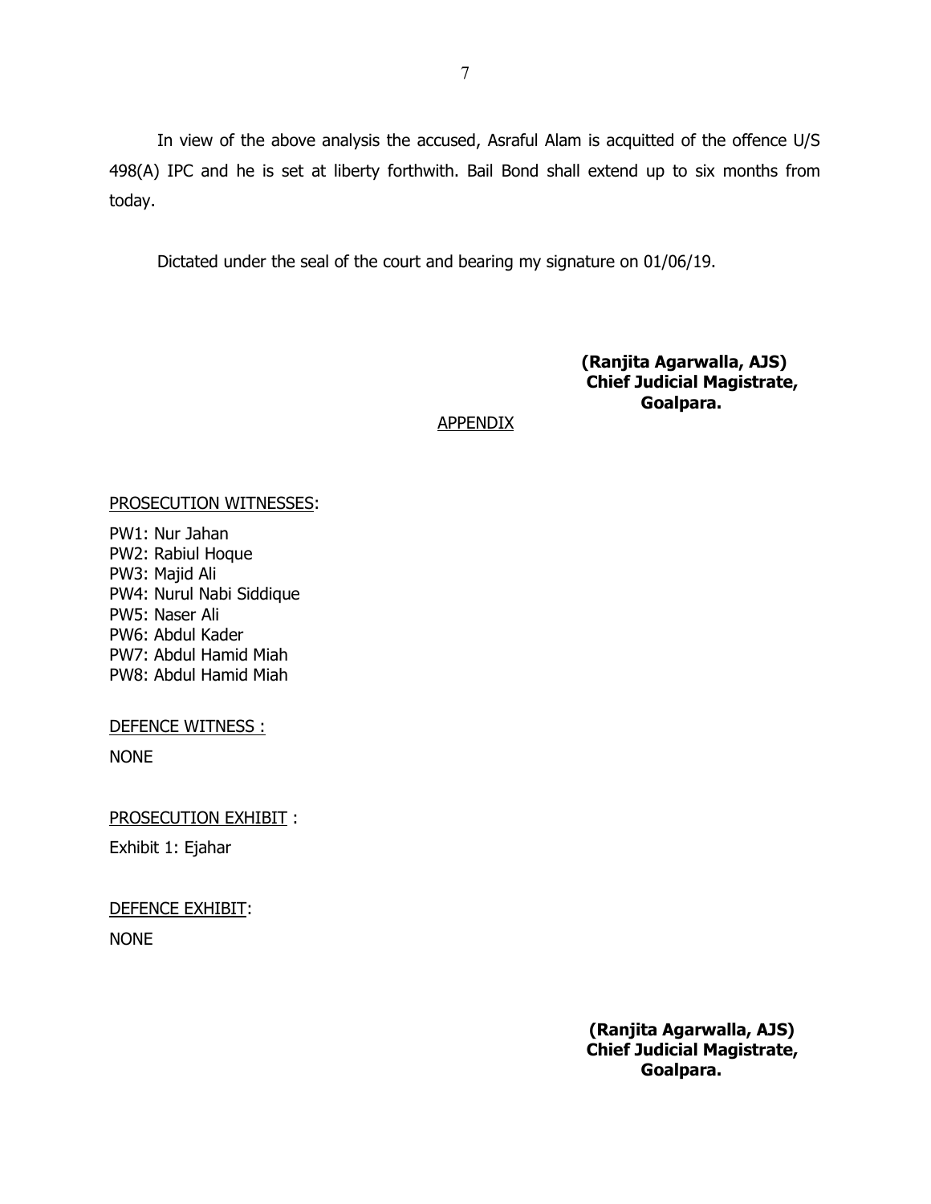In view of the above analysis the accused, Asraful Alam is acquitted of the offence U/S 498(A) IPC and he is set at liberty forthwith. Bail Bond shall extend up to six months from today.

Dictated under the seal of the court and bearing my signature on 01/06/19.

**(Ranjita Agarwalla, AJS)**
**Chief Judicial Magistrate,**
**Goalpara.**

APPENDIX

PROSECUTION WITNESSES:

PW1: Nur Jahan
PW2: Rabiul Hoque
PW3: Majid Ali
PW4: Nurul Nabi Siddique
PW5: Naser Ali
PW6: Abdul Kader
PW7: Abdul Hamid Miah
PW8: Abdul Hamid Miah

DEFENCE WITNESS :

NONE

PROSECUTION EXHIBIT :

Exhibit 1: Ejahar

DEFENCE EXHIBIT:

NONE

**(Ranjita Agarwalla, AJS)**
**Chief Judicial Magistrate,**
**Goalpara.**